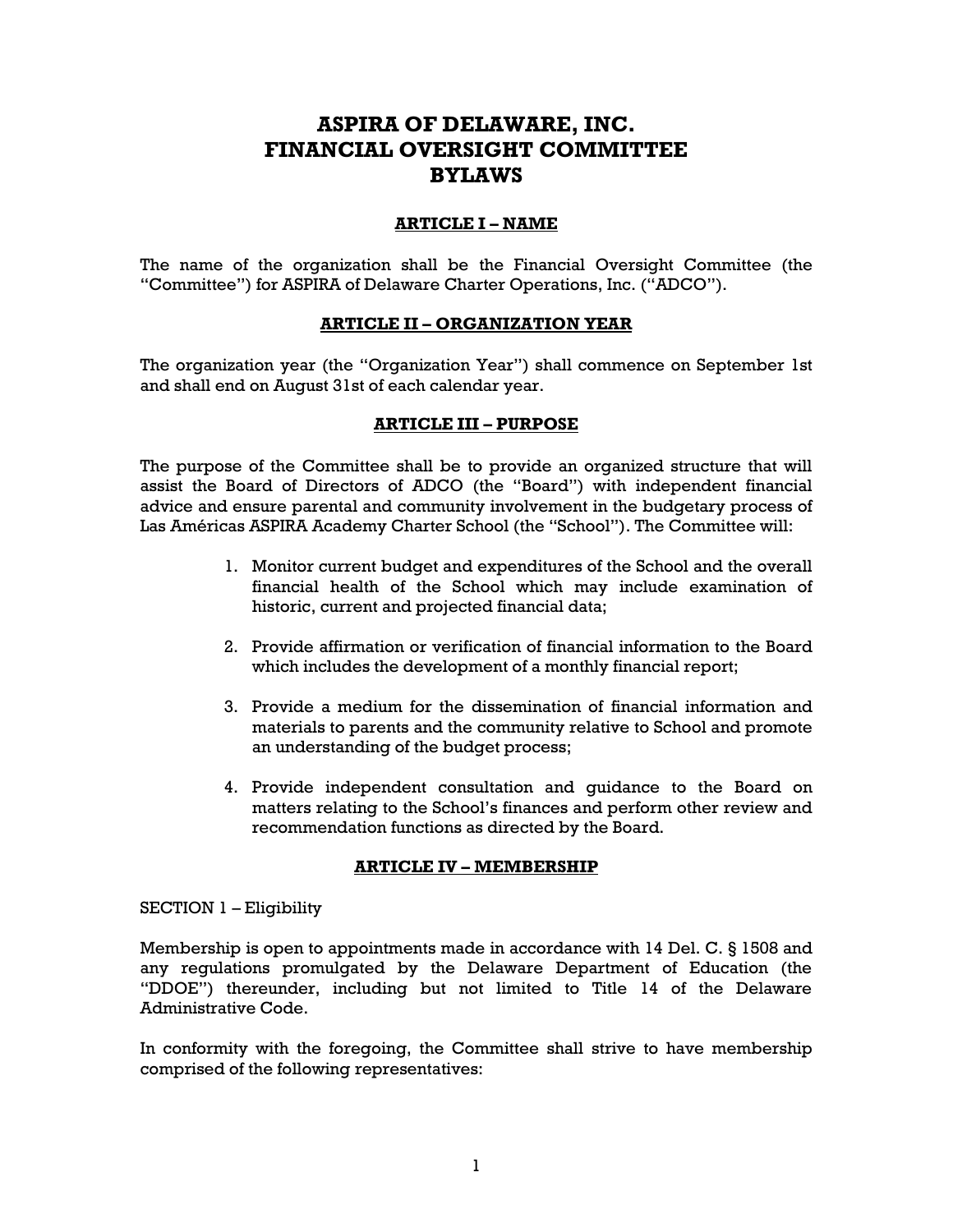# ASPIRA OF DELAWARE, INC.
# FINANCIAL OVERSIGHT COMMITTEE
# BYLAWS

## ARTICLE I – NAME

The name of the organization shall be the Financial Oversight Committee (the "Committee") for ASPIRA of Delaware Charter Operations, Inc. ("ADCO").

## ARTICLE II – ORGANIZATION YEAR

The organization year (the "Organization Year") shall commence on September 1st and shall end on August 31st of each calendar year.

## ARTICLE III – PURPOSE

The purpose of the Committee shall be to provide an organized structure that will assist the Board of Directors of ADCO (the "Board") with independent financial advice and ensure parental and community involvement in the budgetary process of Las Américas ASPIRA Academy Charter School (the "School"). The Committee will:

1. Monitor current budget and expenditures of the School and the overall financial health of the School which may include examination of historic, current and projected financial data;
2. Provide affirmation or verification of financial information to the Board which includes the development of a monthly financial report;
3. Provide a medium for the dissemination of financial information and materials to parents and the community relative to School and promote an understanding of the budget process;
4. Provide independent consultation and guidance to the Board on matters relating to the School's finances and perform other review and recommendation functions as directed by the Board.

## ARTICLE IV – MEMBERSHIP

SECTION 1 – Eligibility

Membership is open to appointments made in accordance with 14 Del. C. § 1508 and any regulations promulgated by the Delaware Department of Education (the "DDOE") thereunder, including but not limited to Title 14 of the Delaware Administrative Code.

In conformity with the foregoing, the Committee shall strive to have membership comprised of the following representatives: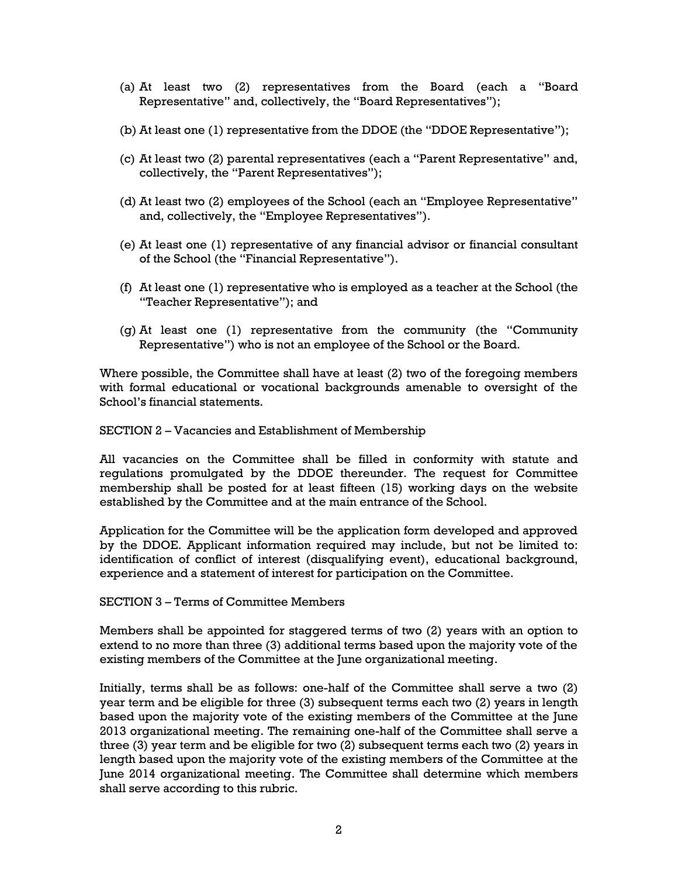(a) At least two (2) representatives from the Board (each a "Board Representative" and, collectively, the "Board Representatives");

(b) At least one (1) representative from the DDOE (the "DDOE Representative");

(c) At least two (2) parental representatives (each a "Parent Representative" and, collectively, the "Parent Representatives");

(d) At least two (2) employees of the School (each an "Employee Representative" and, collectively, the "Employee Representatives").

(e) At least one (1) representative of any financial advisor or financial consultant of the School (the "Financial Representative").

(f) At least one (1) representative who is employed as a teacher at the School (the "Teacher Representative"); and

(g) At least one (1) representative from the community (the "Community Representative") who is not an employee of the School or the Board.

Where possible, the Committee shall have at least (2) two of the foregoing members with formal educational or vocational backgrounds amenable to oversight of the School's financial statements.

SECTION 2 – Vacancies and Establishment of Membership

All vacancies on the Committee shall be filled in conformity with statute and regulations promulgated by the DDOE thereunder. The request for Committee membership shall be posted for at least fifteen (15) working days on the website established by the Committee and at the main entrance of the School.

Application for the Committee will be the application form developed and approved by the DDOE. Applicant information required may include, but not be limited to: identification of conflict of interest (disqualifying event), educational background, experience and a statement of interest for participation on the Committee.

SECTION 3 – Terms of Committee Members

Members shall be appointed for staggered terms of two (2) years with an option to extend to no more than three (3) additional terms based upon the majority vote of the existing members of the Committee at the June organizational meeting.

Initially, terms shall be as follows: one-half of the Committee shall serve a two (2) year term and be eligible for three (3) subsequent terms each two (2) years in length based upon the majority vote of the existing members of the Committee at the June 2013 organizational meeting. The remaining one-half of the Committee shall serve a three (3) year term and be eligible for two (2) subsequent terms each two (2) years in length based upon the majority vote of the existing members of the Committee at the June 2014 organizational meeting. The Committee shall determine which members shall serve according to this rubric.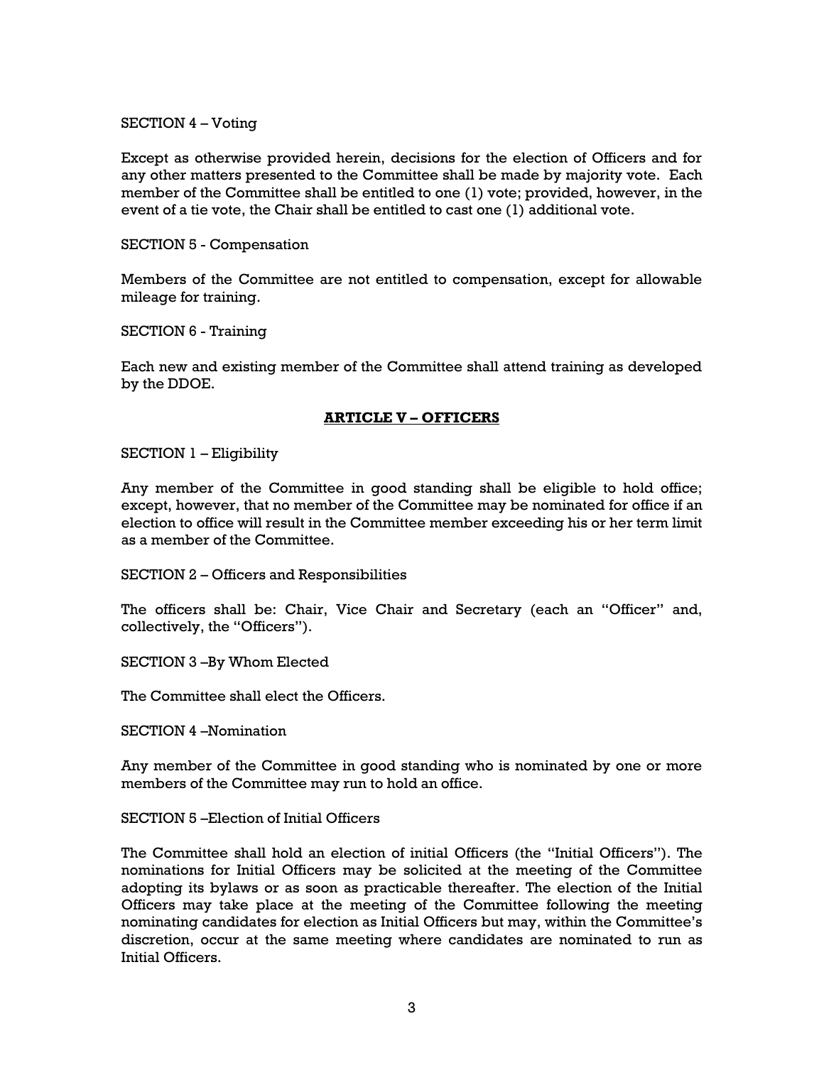SECTION 4 – Voting

Except as otherwise provided herein, decisions for the election of Officers and for any other matters presented to the Committee shall be made by majority vote. Each member of the Committee shall be entitled to one (1) vote; provided, however, in the event of a tie vote, the Chair shall be entitled to cast one (1) additional vote.

SECTION 5 - Compensation

Members of the Committee are not entitled to compensation, except for allowable mileage for training.

SECTION 6 - Training

Each new and existing member of the Committee shall attend training as developed by the DDOE.

## **ARTICLE V – OFFICERS**

SECTION 1 – Eligibility

Any member of the Committee in good standing shall be eligible to hold office; except, however, that no member of the Committee may be nominated for office if an election to office will result in the Committee member exceeding his or her term limit as a member of the Committee.

SECTION 2 – Officers and Responsibilities

The officers shall be: Chair, Vice Chair and Secretary (each an "Officer" and, collectively, the "Officers").

SECTION 3 –By Whom Elected

The Committee shall elect the Officers.

SECTION 4 –Nomination

Any member of the Committee in good standing who is nominated by one or more members of the Committee may run to hold an office.

SECTION 5 –Election of Initial Officers

The Committee shall hold an election of initial Officers (the "Initial Officers"). The nominations for Initial Officers may be solicited at the meeting of the Committee adopting its bylaws or as soon as practicable thereafter. The election of the Initial Officers may take place at the meeting of the Committee following the meeting nominating candidates for election as Initial Officers but may, within the Committee's discretion, occur at the same meeting where candidates are nominated to run as Initial Officers.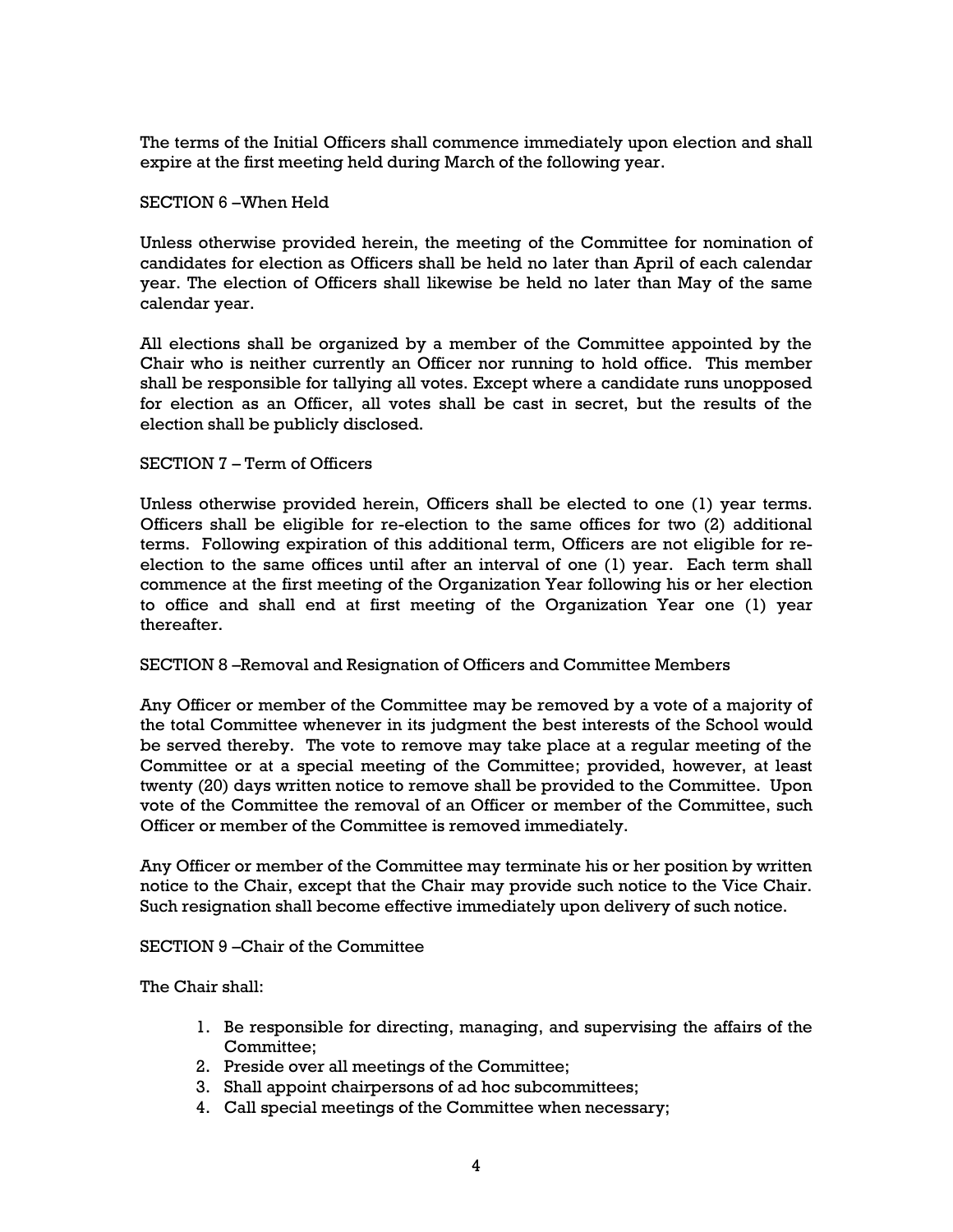The terms of the Initial Officers shall commence immediately upon election and shall expire at the first meeting held during March of the following year.

SECTION 6 –When Held

Unless otherwise provided herein, the meeting of the Committee for nomination of candidates for election as Officers shall be held no later than April of each calendar year. The election of Officers shall likewise be held no later than May of the same calendar year.

All elections shall be organized by a member of the Committee appointed by the Chair who is neither currently an Officer nor running to hold office. This member shall be responsible for tallying all votes. Except where a candidate runs unopposed for election as an Officer, all votes shall be cast in secret, but the results of the election shall be publicly disclosed.

SECTION 7 – Term of Officers

Unless otherwise provided herein, Officers shall be elected to one (1) year terms. Officers shall be eligible for re-election to the same offices for two (2) additional terms. Following expiration of this additional term, Officers are not eligible for re-election to the same offices until after an interval of one (1) year. Each term shall commence at the first meeting of the Organization Year following his or her election to office and shall end at first meeting of the Organization Year one (1) year thereafter.

SECTION 8 –Removal and Resignation of Officers and Committee Members

Any Officer or member of the Committee may be removed by a vote of a majority of the total Committee whenever in its judgment the best interests of the School would be served thereby. The vote to remove may take place at a regular meeting of the Committee or at a special meeting of the Committee; provided, however, at least twenty (20) days written notice to remove shall be provided to the Committee. Upon vote of the Committee the removal of an Officer or member of the Committee, such Officer or member of the Committee is removed immediately.

Any Officer or member of the Committee may terminate his or her position by written notice to the Chair, except that the Chair may provide such notice to the Vice Chair. Such resignation shall become effective immediately upon delivery of such notice.

SECTION 9 –Chair of the Committee

The Chair shall:

1. Be responsible for directing, managing, and supervising the affairs of the Committee;
2. Preside over all meetings of the Committee;
3. Shall appoint chairpersons of ad hoc subcommittees;
4. Call special meetings of the Committee when necessary;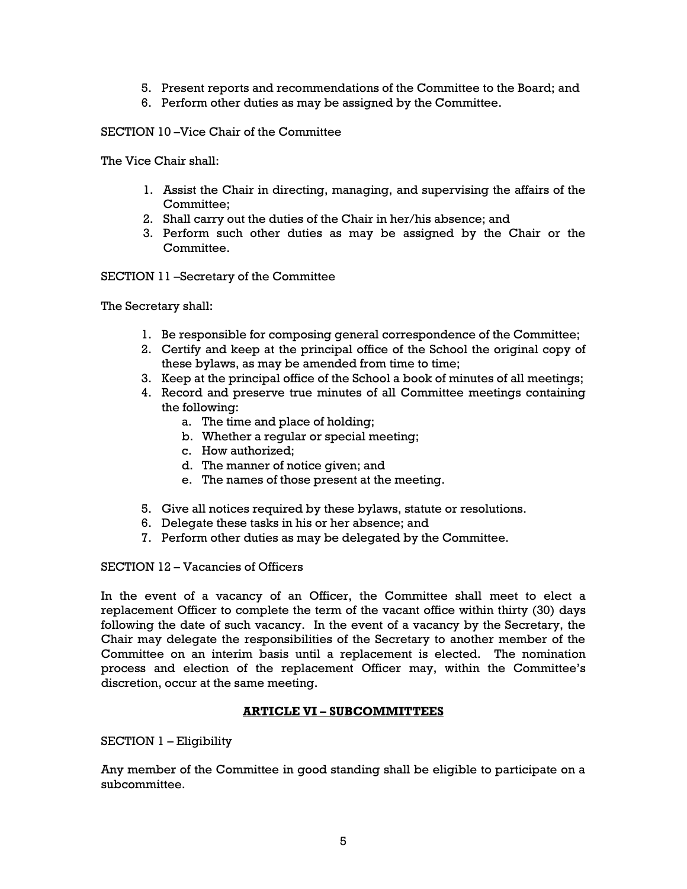5. Present reports and recommendations of the Committee to the Board; and
6. Perform other duties as may be assigned by the Committee.

SECTION 10 –Vice Chair of the Committee

The Vice Chair shall:

1. Assist the Chair in directing, managing, and supervising the affairs of the Committee;
2. Shall carry out the duties of the Chair in her/his absence; and
3. Perform such other duties as may be assigned by the Chair or the Committee.

SECTION 11 –Secretary of the Committee

The Secretary shall:

1. Be responsible for composing general correspondence of the Committee;
2. Certify and keep at the principal office of the School the original copy of these bylaws, as may be amended from time to time;
3. Keep at the principal office of the School a book of minutes of all meetings;
4. Record and preserve true minutes of all Committee meetings containing the following:
    a. The time and place of holding;
    b. Whether a regular or special meeting;
    c. How authorized;
    d. The manner of notice given; and
    e. The names of those present at the meeting.
5. Give all notices required by these bylaws, statute or resolutions.
6. Delegate these tasks in his or her absence; and
7. Perform other duties as may be delegated by the Committee.

SECTION 12 – Vacancies of Officers

In the event of a vacancy of an Officer, the Committee shall meet to elect a replacement Officer to complete the term of the vacant office within thirty (30) days following the date of such vacancy. In the event of a vacancy by the Secretary, the Chair may delegate the responsibilities of the Secretary to another member of the Committee on an interim basis until a replacement is elected. The nomination process and election of the replacement Officer may, within the Committee's discretion, occur at the same meeting.

## **ARTICLE VI – SUBCOMMITTEES**

SECTION 1 – Eligibility

Any member of the Committee in good standing shall be eligible to participate on a subcommittee.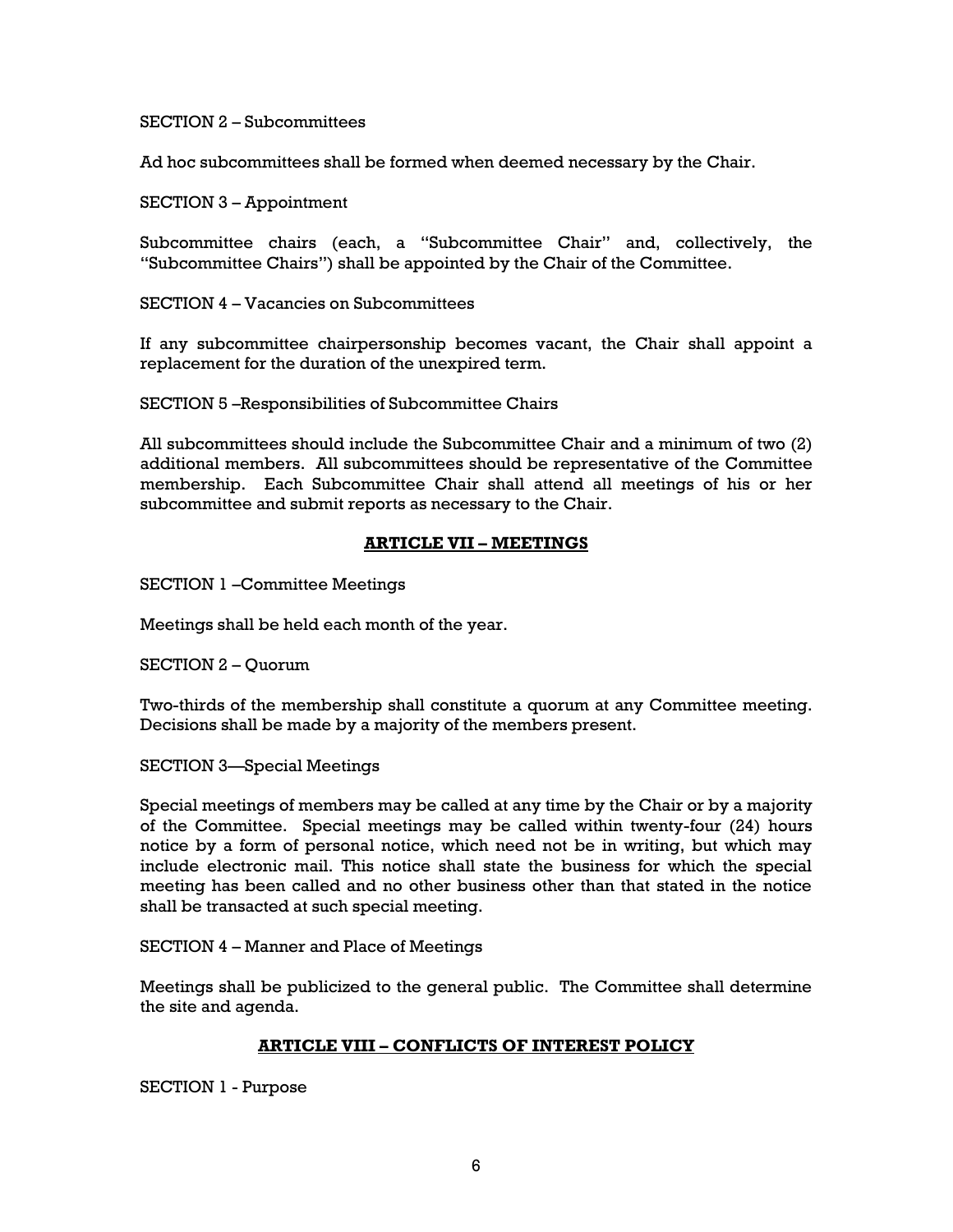SECTION 2 – Subcommittees

Ad hoc subcommittees shall be formed when deemed necessary by the Chair.

SECTION 3 – Appointment

Subcommittee chairs (each, a "Subcommittee Chair" and, collectively, the "Subcommittee Chairs") shall be appointed by the Chair of the Committee.

SECTION 4 – Vacancies on Subcommittees

If any subcommittee chairpersonship becomes vacant, the Chair shall appoint a replacement for the duration of the unexpired term.

SECTION 5 –Responsibilities of Subcommittee Chairs

All subcommittees should include the Subcommittee Chair and a minimum of two (2) additional members. All subcommittees should be representative of the Committee membership. Each Subcommittee Chair shall attend all meetings of his or her subcommittee and submit reports as necessary to the Chair.

## ARTICLE VII – MEETINGS

SECTION 1 –Committee Meetings

Meetings shall be held each month of the year.

SECTION 2 – Quorum

Two-thirds of the membership shall constitute a quorum at any Committee meeting. Decisions shall be made by a majority of the members present.

SECTION 3—Special Meetings

Special meetings of members may be called at any time by the Chair or by a majority of the Committee. Special meetings may be called within twenty-four (24) hours notice by a form of personal notice, which need not be in writing, but which may include electronic mail. This notice shall state the business for which the special meeting has been called and no other business other than that stated in the notice shall be transacted at such special meeting.

SECTION 4 – Manner and Place of Meetings

Meetings shall be publicized to the general public. The Committee shall determine the site and agenda.

## ARTICLE VIII – CONFLICTS OF INTEREST POLICY

SECTION 1 - Purpose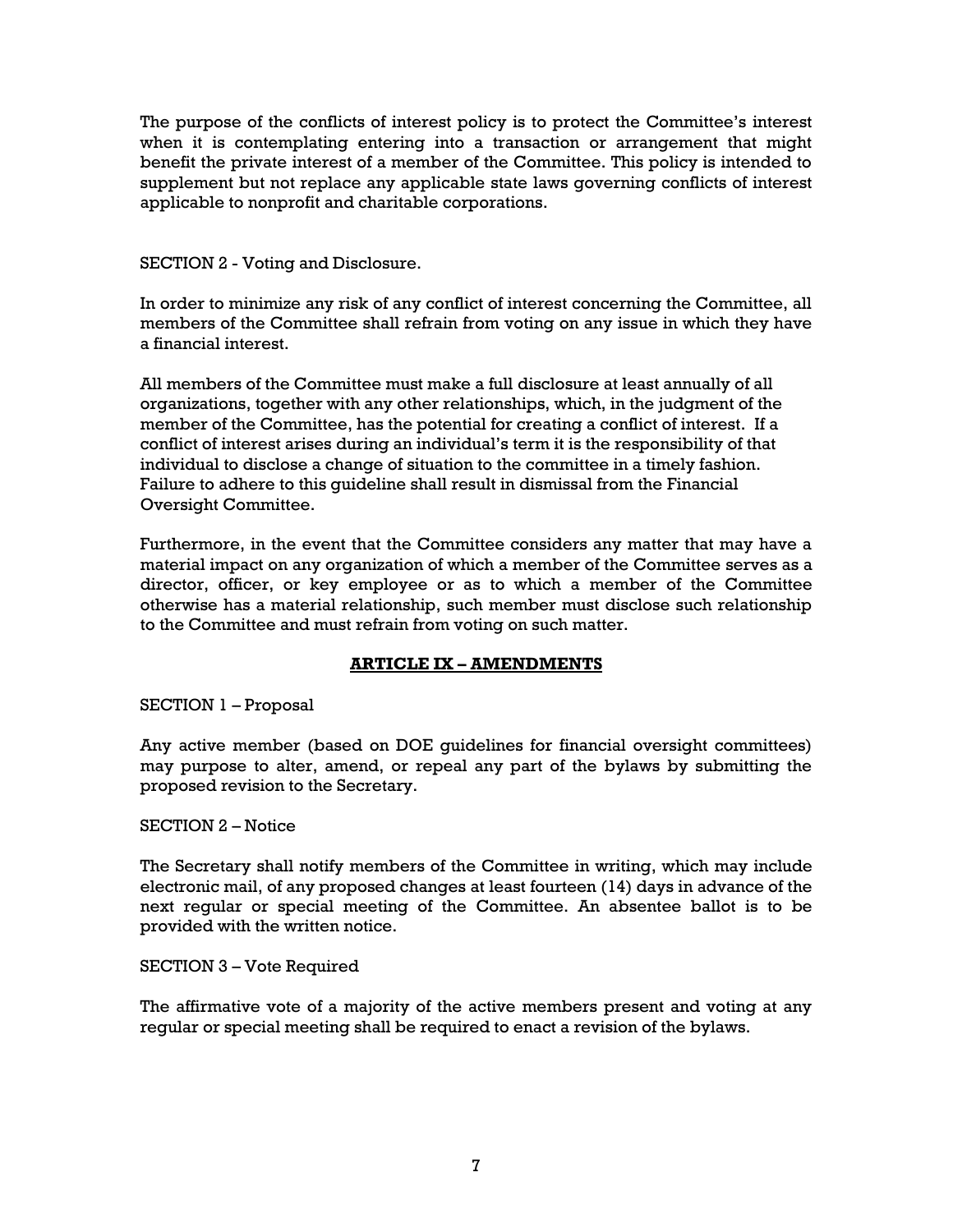The purpose of the conflicts of interest policy is to protect the Committee's interest when it is contemplating entering into a transaction or arrangement that might benefit the private interest of a member of the Committee. This policy is intended to supplement but not replace any applicable state laws governing conflicts of interest applicable to nonprofit and charitable corporations.

SECTION 2 - Voting and Disclosure.

In order to minimize any risk of any conflict of interest concerning the Committee, all members of the Committee shall refrain from voting on any issue in which they have a financial interest.

All members of the Committee must make a full disclosure at least annually of all organizations, together with any other relationships, which, in the judgment of the member of the Committee, has the potential for creating a conflict of interest. If a conflict of interest arises during an individual's term it is the responsibility of that individual to disclose a change of situation to the committee in a timely fashion. Failure to adhere to this guideline shall result in dismissal from the Financial Oversight Committee.

Furthermore, in the event that the Committee considers any matter that may have a material impact on any organization of which a member of the Committee serves as a director, officer, or key employee or as to which a member of the Committee otherwise has a material relationship, such member must disclose such relationship to the Committee and must refrain from voting on such matter.

## ARTICLE IX – AMENDMENTS

SECTION 1 – Proposal

Any active member (based on DOE guidelines for financial oversight committees) may purpose to alter, amend, or repeal any part of the bylaws by submitting the proposed revision to the Secretary.

SECTION 2 – Notice

The Secretary shall notify members of the Committee in writing, which may include electronic mail, of any proposed changes at least fourteen (14) days in advance of the next regular or special meeting of the Committee. An absentee ballot is to be provided with the written notice.

SECTION 3 – Vote Required

The affirmative vote of a majority of the active members present and voting at any regular or special meeting shall be required to enact a revision of the bylaws.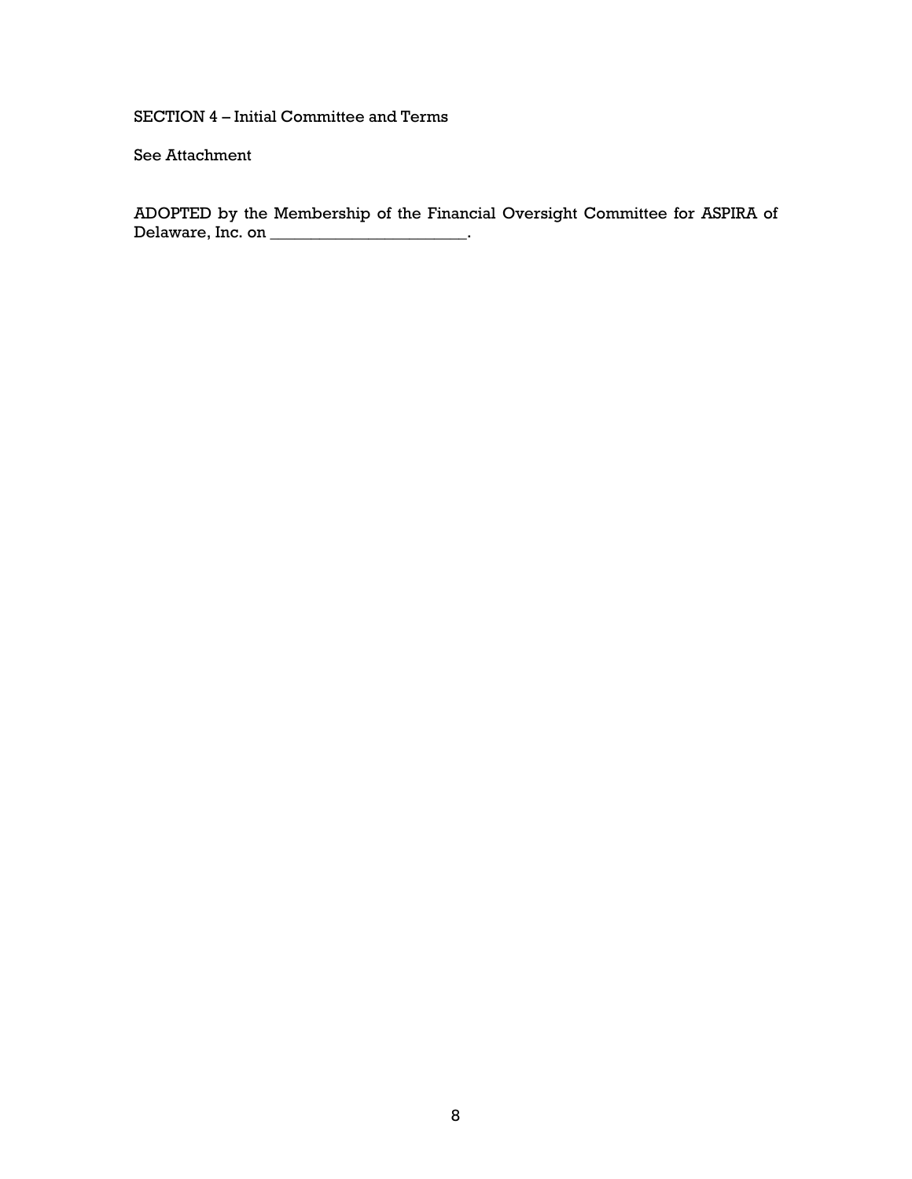SECTION 4 – Initial Committee and Terms

See Attachment

ADOPTED by the Membership of the Financial Oversight Committee for ASPIRA of Delaware, Inc. on ________________________.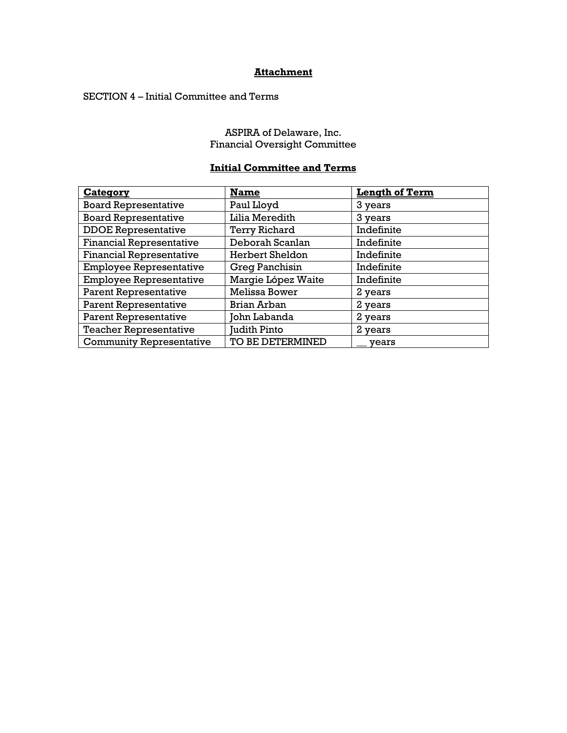**Attachment**

SECTION 4 – Initial Committee and Terms

ASPIRA of Delaware, Inc.
Financial Oversight Committee

**Initial Committee and Terms**

| **Category** | **Name** | **Length of Term** |
|---|---|---|
| Board Representative | Paul Lloyd | 3 years |
| Board Representative | Lilia Meredith | 3 years |
| DDOE Representative | Terry Richard | Indefinite |
| Financial Representative | Deborah Scanlan | Indefinite |
| Financial Representative | Herbert Sheldon | Indefinite |
| Employee Representative | Greg Panchisin | Indefinite |
| Employee Representative | Margie López Waite | Indefinite |
| Parent Representative | Melissa Bower | 2 years |
| Parent Representative | Brian Arban | 2 years |
| Parent Representative | John Labanda | 2 years |
| Teacher Representative | Judith Pinto | 2 years |
| Community Representative | TO BE DETERMINED | __ years |